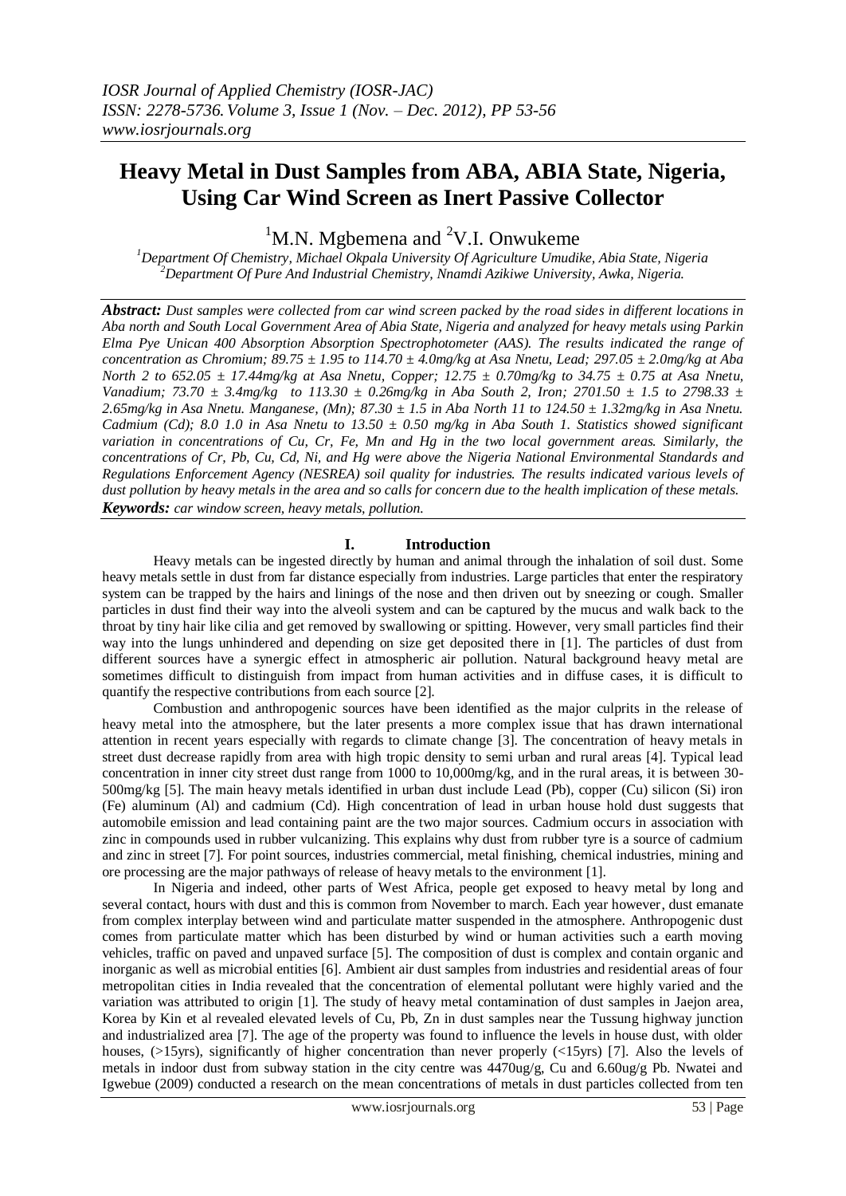# Heavy Metal in Dust Samples from ABA, ABIA State, Nigeria, Using Car Wind Screen as Inert Passive Collector

[1]M.N. Mgbemena and [2]V.I. Onwukeme

[1]*Department Of Chemistry, Michael Okpala University Of Agriculture Umudike, Abia State, Nigeria*
[2]*Department Of Pure And Industrial Chemistry, Nnamdi Azikiwe University, Awka, Nigeria.*

***Abstract:*** *Dust samples were collected from car wind screen packed by the road sides in different locations in Aba north and South Local Government Area of Abia State, Nigeria and analyzed for heavy metals using Parkin Elma Pye Unican 400 Absorption Absorption Spectrophotometer (AAS). The results indicated the range of concentration as Chromium; 89.75 ± 1.95 to 114.70 ± 4.0mg/kg at Asa Nnetu, Lead; 297.05 ± 2.0mg/kg at Aba North 2 to 652.05 ± 17.44mg/kg at Asa Nnetu, Copper; 12.75 ± 0.70mg/kg to 34.75 ± 0.75 at Asa Nnetu, Vanadium; 73.70 ± 3.4mg/kg to 113.30 ± 0.26mg/kg in Aba South 2, Iron; 2701.50 ± 1.5 to 2798.33 ± 2.65mg/kg in Asa Nnetu. Manganese, (Mn); 87.30 ± 1.5 in Aba North 11 to 124.50 ± 1.32mg/kg in Asa Nnetu. Cadmium (Cd); 8.0 1.0 in Asa Nnetu to 13.50 ± 0.50 mg/kg in Aba South 1. Statistics showed significant variation in concentrations of Cu, Cr, Fe, Mn and Hg in the two local government areas. Similarly, the concentrations of Cr, Pb, Cu, Cd, Ni, and Hg were above the Nigeria National Environmental Standards and Regulations Enforcement Agency (NESREA) soil quality for industries. The results indicated various levels of dust pollution by heavy metals in the area and so calls for concern due to the health implication of these metals.*

***Keywords:*** *car window screen, heavy metals, pollution.*

## I. Introduction

Heavy metals can be ingested directly by human and animal through the inhalation of soil dust. Some heavy metals settle in dust from far distance especially from industries. Large particles that enter the respiratory system can be trapped by the hairs and linings of the nose and then driven out by sneezing or cough. Smaller particles in dust find their way into the alveoli system and can be captured by the mucus and walk back to the throat by tiny hair like cilia and get removed by swallowing or spitting. However, very small particles find their way into the lungs unhindered and depending on size get deposited there in [1]. The particles of dust from different sources have a synergic effect in atmospheric air pollution. Natural background heavy metal are sometimes difficult to distinguish from impact from human activities and in diffuse cases, it is difficult to quantify the respective contributions from each source [2].

Combustion and anthropogenic sources have been identified as the major culprits in the release of heavy metal into the atmosphere, but the later presents a more complex issue that has drawn international attention in recent years especially with regards to climate change [3]. The concentration of heavy metals in street dust decrease rapidly from area with high tropic density to semi urban and rural areas [4]. Typical lead concentration in inner city street dust range from 1000 to 10,000mg/kg, and in the rural areas, it is between 30-500mg/kg [5]. The main heavy metals identified in urban dust include Lead (Pb), copper (Cu) silicon (Si) iron (Fe) aluminum (Al) and cadmium (Cd). High concentration of lead in urban house hold dust suggests that automobile emission and lead containing paint are the two major sources. Cadmium occurs in association with zinc in compounds used in rubber vulcanizing. This explains why dust from rubber tyre is a source of cadmium and zinc in street [7]. For point sources, industries commercial, metal finishing, chemical industries, mining and ore processing are the major pathways of release of heavy metals to the environment [1].

In Nigeria and indeed, other parts of West Africa, people get exposed to heavy metal by long and several contact, hours with dust and this is common from November to march. Each year however, dust emanate from complex interplay between wind and particulate matter suspended in the atmosphere. Anthropogenic dust comes from particulate matter which has been disturbed by wind or human activities such a earth moving vehicles, traffic on paved and unpaved surface [5]. The composition of dust is complex and contain organic and inorganic as well as microbial entities [6]. Ambient air dust samples from industries and residential areas of four metropolitan cities in India revealed that the concentration of elemental pollutant were highly varied and the variation was attributed to origin [1]. The study of heavy metal contamination of dust samples in Jaejon area, Korea by Kin et al revealed elevated levels of Cu, Pb, Zn in dust samples near the Tussung highway junction and industrialized area [7]. The age of the property was found to influence the levels in house dust, with older houses, (>15yrs), significantly of higher concentration than never properly (<15yrs) [7]. Also the levels of metals in indoor dust from subway station in the city centre was 4470ug/g, Cu and 6.60ug/g Pb. Nwatei and Igwebue (2009) conducted a research on the mean concentrations of metals in dust particles collected from ten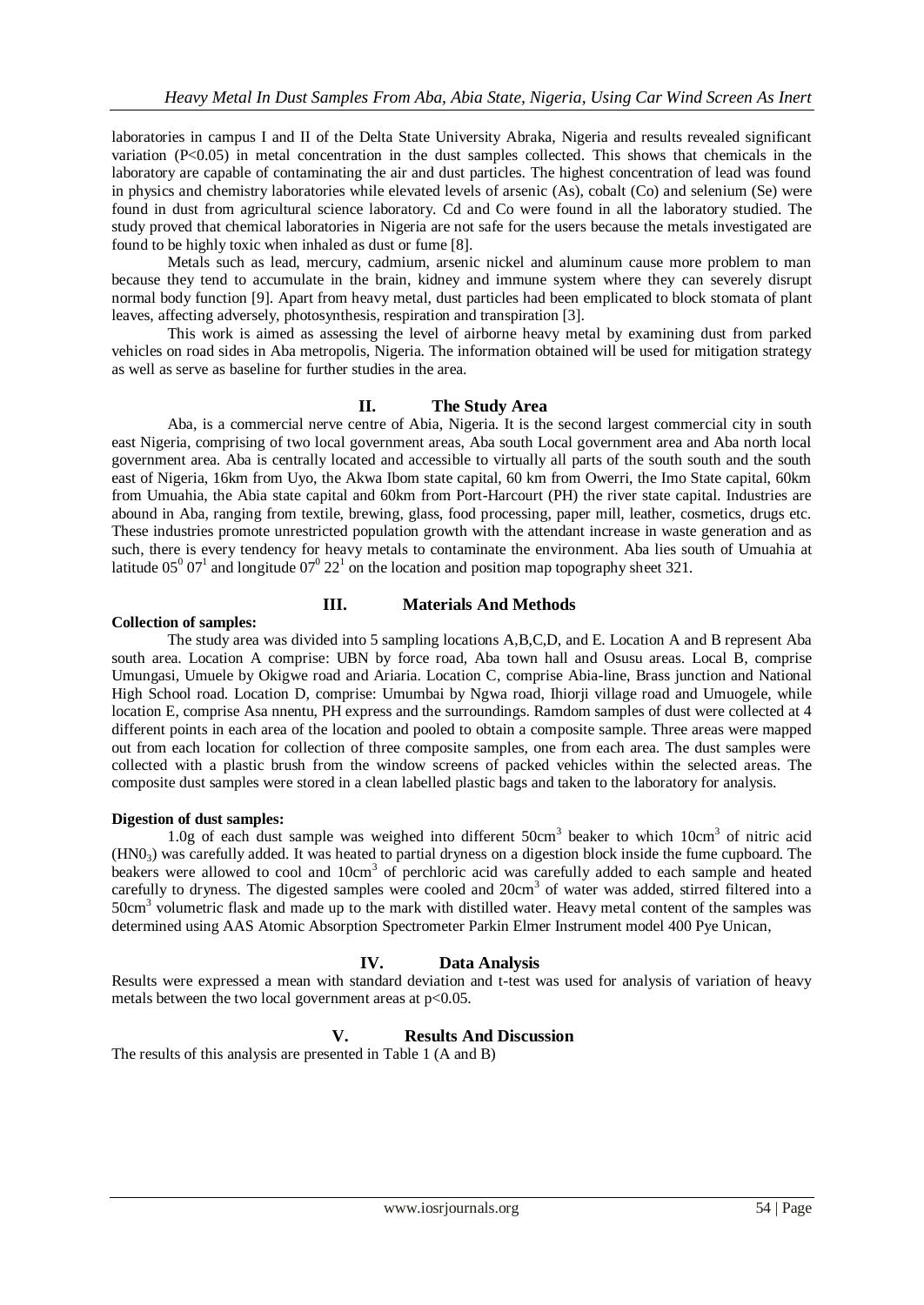laboratories in campus I and II of the Delta State University Abraka, Nigeria and results revealed significant variation (P<0.05) in metal concentration in the dust samples collected. This shows that chemicals in the laboratory are capable of contaminating the air and dust particles. The highest concentration of lead was found in physics and chemistry laboratories while elevated levels of arsenic (As), cobalt (Co) and selenium (Se) were found in dust from agricultural science laboratory. Cd and Co were found in all the laboratory studied. The study proved that chemical laboratories in Nigeria are not safe for the users because the metals investigated are found to be highly toxic when inhaled as dust or fume [8].

Metals such as lead, mercury, cadmium, arsenic nickel and aluminum cause more problem to man because they tend to accumulate in the brain, kidney and immune system where they can severely disrupt normal body function [9]. Apart from heavy metal, dust particles had been emplicated to block stomata of plant leaves, affecting adversely, photosynthesis, respiration and transpiration [3].

This work is aimed as assessing the level of airborne heavy metal by examining dust from parked vehicles on road sides in Aba metropolis, Nigeria. The information obtained will be used for mitigation strategy as well as serve as baseline for further studies in the area.

## II. The Study Area

Aba, is a commercial nerve centre of Abia, Nigeria. It is the second largest commercial city in south east Nigeria, comprising of two local government areas, Aba south Local government area and Aba north local government area. Aba is centrally located and accessible to virtually all parts of the south south and the south east of Nigeria, 16km from Uyo, the Akwa Ibom state capital, 60 km from Owerri, the Imo State capital, 60km from Umuahia, the Abia state capital and 60km from Port-Harcourt (PH) the river state capital. Industries are abound in Aba, ranging from textile, brewing, glass, food processing, paper mill, leather, cosmetics, drugs etc. These industries promote unrestricted population growth with the attendant increase in waste generation and as such, there is every tendency for heavy metals to contaminate the environment. Aba lies south of Umuahia at latitude $05^0\ 07^1$ and longitude $07^0\ 22^1$ on the location and position map topography sheet 321.

## III. Materials And Methods

**Collection of samples:**

The study area was divided into 5 sampling locations A,B,C,D, and E. Location A and B represent Aba south area. Location A comprise: UBN by force road, Aba town hall and Osusu areas. Local B, comprise Umungasi, Umuele by Okigwe road and Ariaria. Location C, comprise Abia-line, Brass junction and National High School road. Location D, comprise: Umumbai by Ngwa road, Ihiorji village road and Umuogele, while location E, comprise Asa nnentu, PH express and the surroundings. Ramdom samples of dust were collected at 4 different points in each area of the location and pooled to obtain a composite sample. Three areas were mapped out from each location for collection of three composite samples, one from each area. The dust samples were collected with a plastic brush from the window screens of packed vehicles within the selected areas. The composite dust samples were stored in a clean labelled plastic bags and taken to the laboratory for analysis.

**Digestion of dust samples:**

1.0g of each dust sample was weighed into different $50cm^3$ beaker to which $10cm^3$ of nitric acid ($HN0_3$) was carefully added. It was heated to partial dryness on a digestion block inside the fume cupboard. The beakers were allowed to cool and $10cm^3$ of perchloric acid was carefully added to each sample and heated carefully to dryness. The digested samples were cooled and $20cm^3$ of water was added, stirred filtered into a $50cm^3$ volumetric flask and made up to the mark with distilled water. Heavy metal content of the samples was determined using AAS Atomic Absorption Spectrometer Parkin Elmer Instrument model 400 Pye Unican,

## IV. Data Analysis

Results were expressed a mean with standard deviation and t-test was used for analysis of variation of heavy metals between the two local government areas at $p<0.05$.

## V. Results And Discussion

The results of this analysis are presented in Table 1 (A and B)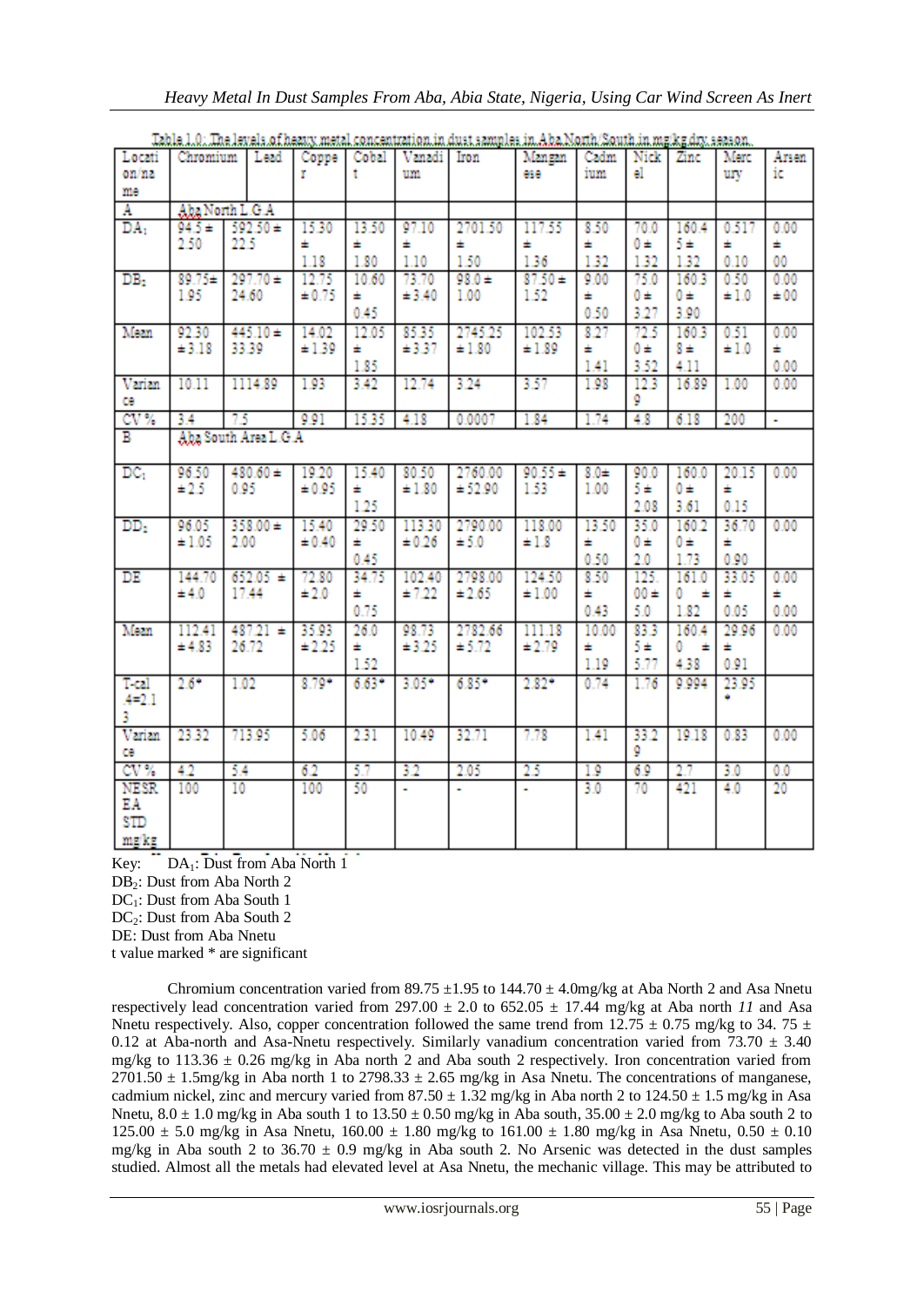Table 1.0: The levels of heavy metal concentration in dust samples in Aba North/South in mg/kg dry season.

| Location name | Chromium | Lead | Copper | Cobalt | Vanadium | Iron | Manganese | Cadmium | Nickel | Zinc | Mercury | Arsenic |
|---|---|---|---|---|---|---|---|---|---|---|---|---|
| A | Aba North L G A | | | | | | | | | | | |
| $DA_1$ | 94.5 ± 2.50 | 592.50 ± 22.5 | 15.30 ± 1.18 | 13.50 ± 1.80 | 97.10 ± 1.10 | 2701.50 ± 1.50 | 117.55 ± 1.36 | 8.50 ± 1.32 | 70.00 ± 1.32 | 160.45 ± 1.32 | 0.517 ± 0.10 | 0.00 ± 00 |
| $DB_2$ | 89.75± 1.95 | 297.70 ± 24.60 | 12.75 ± 0.75 | 10.60 ± 0.45 | 73.70 ± 3.40 | 98.0 ± 1.00 | 87.50 ± 1.52 | 9.00 ± 0.50 | 75.00 ± 3.27 | 160.30 ± 3.90 | 0.50 ± 1.0 | 0.00 ± 00 |
| Mean | 92.30 ± 3.18 | 445.10 ± 33.39 | 14.02 ± 1.39 | 12.05 ± 1.85 | 85.35 ± 3.37 | 2745.25 ± 1.80 | 102.53 ± 1.89 | 8.27 ± 1.41 | 72.50 ± 3.52 | 160.38 ± 4.11 | 0.51 ± 1.0 | 0.00 ± 0.00 |
| Variance | 10.11 | 1114.89 | 1.93 | 3.42 | 12.74 | 3.24 | 3.57 | 1.98 | 12.39 | 16.89 | 1.00 | 0.00 |
| CV % | 3.4 | 7.5 | 9.91 | 15.35 | 4.18 | 0.0007 | 1.84 | 1.74 | 4.8 | 6.18 | 200 | - |
| B | Aba South Area L G A | | | | | | | | | | | |
| $DC_1$ | 96.50 ± 2.5 | 480.60 ± 0.95 | 19.20 ± 0.95 | 15.40 ± 1.25 | 80.50 ± 1.80 | 2760.00 ± 52.90 | 90.55 ± 1.53 | 8.0± 1.00 | 90.05 ± 2.08 | 160.00 ± 3.61 | 20.15 ± 0.15 | 0.00 |
| $DD_2$ | 96.05 ± 1.05 | 358.00 ± 2.00 | 15.40 ± 0.40 | 29.50 ± 0.45 | 113.30 ± 0.26 | 2790.00 ± 5.0 | 118.00 ± 1.8 | 13.50 ± 0.50 | 35.00 ± 2.0 | 160.20 ± 1.73 | 36.70 ± 0.90 | 0.00 |
| DE | 144.70 ± 4.0 | 652.05 ± 17.44 | 72.80 ± 2.0 | 34.75 ± 0.75 | 102.40 ± 7.22 | 2798.00 ± 2.65 | 124.50 ± 1.00 | 8.50 ± 0.43 | 125.00 ± 5.0 | 161.00 ± 1.82 | 33.05 ± 0.05 | 0.00 ± 0.00 |
| Mean | 112.41 ± 4.83 | 487.21 ± 26.72 | 35.93 ± 2.25 | 26.0 ± 1.52 | 98.73 ± 3.25 | 2782.66 ± 5.72 | 111.18 ± 2.79 | 10.00 ± 1.19 | 83.35 ± 5.77 | 160.40 ± 4.38 | 29.96 ± 0.91 | 0.00 |
| T-cal 4=2.13 | 2.6* | 1.02 | 8.79* | 6.63* | 3.05* | 6.85* | 2.82* | 0.74 | 1.76 | 9.994 | 23.95* | |
| Variance | 23.32 | 713.95 | 5.06 | 2.31 | 10.49 | 32.71 | 7.78 | 1.41 | 33.29 | 19.18 | 0.83 | 0.00 |
| CV % | 4.2 | 5.4 | 6.2 | 5.7 | 3.2 | 2.05 | 2.5 | 1.9 | 6.9 | 2.7 | 3.0 | 0.0 |
| NESREA STD mg/kg | 100 | 10 | 100 | 50 | - | - | - | 3.0 | 70 | 421 | 4.0 | 20 |

Key: $DA_1$: Dust from Aba North 1
$DB_2$: Dust from Aba North 2
$DC_1$: Dust from Aba South 1
$DC_2$: Dust from Aba South 2
DE: Dust from Aba Nnetu
t value marked * are significant

Chromium concentration varied from 89.75 ±1.95 to 144.70 ± 4.0mg/kg at Aba North 2 and Asa Nnetu respectively lead concentration varied from 297.00 ± 2.0 to 652.05 ± 17.44 mg/kg at Aba north *11* and Asa Nnetu respectively. Also, copper concentration followed the same trend from 12.75 ± 0.75 mg/kg to 34. 75 ± 0.12 at Aba-north and Asa-Nnetu respectively. Similarly vanadium concentration varied from 73.70 ± 3.40 mg/kg to 113.36 ± 0.26 mg/kg in Aba north 2 and Aba south 2 respectively. Iron concentration varied from 2701.50 ± 1.5mg/kg in Aba north 1 to 2798.33 ± 2.65 mg/kg in Asa Nnetu. The concentrations of manganese, cadmium nickel, zinc and mercury varied from 87.50 ± 1.32 mg/kg in Aba north 2 to 124.50 ± 1.5 mg/kg in Asa Nnetu, 8.0 ± 1.0 mg/kg in Aba south 1 to 13.50 ± 0.50 mg/kg in Aba south, 35.00 ± 2.0 mg/kg to Aba south 2 to 125.00 ± 5.0 mg/kg in Asa Nnetu, 160.00 ± 1.80 mg/kg to 161.00 ± 1.80 mg/kg in Asa Nnetu, 0.50 ± 0.10 mg/kg in Aba south 2 to 36.70 ± 0.9 mg/kg in Aba south 2. No Arsenic was detected in the dust samples studied. Almost all the metals had elevated level at Asa Nnetu, the mechanic village. This may be attributed to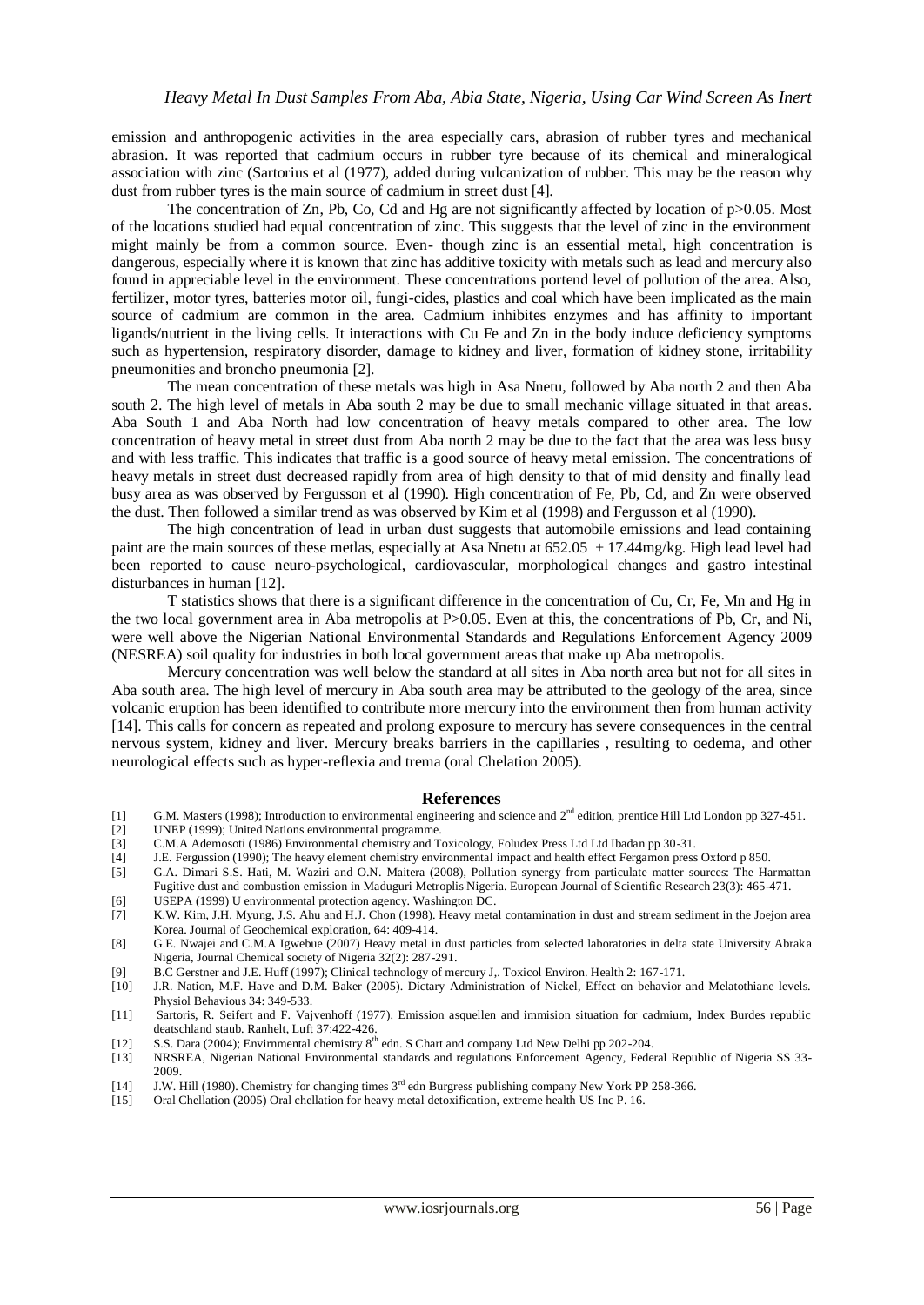emission and anthropogenic activities in the area especially cars, abrasion of rubber tyres and mechanical abrasion. It was reported that cadmium occurs in rubber tyre because of its chemical and mineralogical association with zinc (Sartorius et al (1977), added during vulcanization of rubber. This may be the reason why dust from rubber tyres is the main source of cadmium in street dust [4].

The concentration of Zn, Pb, Co, Cd and Hg are not significantly affected by location of $p>0.05$. Most of the locations studied had equal concentration of zinc. This suggests that the level of zinc in the environment might mainly be from a common source. Even- though zinc is an essential metal, high concentration is dangerous, especially where it is known that zinc has additive toxicity with metals such as lead and mercury also found in appreciable level in the environment. These concentrations portend level of pollution of the area. Also, fertilizer, motor tyres, batteries motor oil, fungi-cides, plastics and coal which have been implicated as the main source of cadmium are common in the area. Cadmium inhibites enzymes and has affinity to important ligands/nutrient in the living cells. It interactions with Cu Fe and Zn in the body induce deficiency symptoms such as hypertension, respiratory disorder, damage to kidney and liver, formation of kidney stone, irritability pneumonities and broncho pneumonia [2].

The mean concentration of these metals was high in Asa Nnetu, followed by Aba north 2 and then Aba south 2. The high level of metals in Aba south 2 may be due to small mechanic village situated in that areas. Aba South 1 and Aba North had low concentration of heavy metals compared to other area. The low concentration of heavy metal in street dust from Aba north 2 may be due to the fact that the area was less busy and with less traffic. This indicates that traffic is a good source of heavy metal emission. The concentrations of heavy metals in street dust decreased rapidly from area of high density to that of mid density and finally lead busy area as was observed by Fergusson et al (1990). High concentration of Fe, Pb, Cd, and Zn were observed the dust. Then followed a similar trend as was observed by Kim et al (1998) and Fergusson et al (1990).

The high concentration of lead in urban dust suggests that automobile emissions and lead containing paint are the main sources of these metlas, especially at Asa Nnetu at $652.05 \pm 17.44$mg/kg. High lead level had been reported to cause neuro-psychological, cardiovascular, morphological changes and gastro intestinal disturbances in human [12].

T statistics shows that there is a significant difference in the concentration of Cu, Cr, Fe, Mn and Hg in the two local government area in Aba metropolis at $P>0.05$. Even at this, the concentrations of Pb, Cr, and Ni, were well above the Nigerian National Environmental Standards and Regulations Enforcement Agency 2009 (NESREA) soil quality for industries in both local government areas that make up Aba metropolis.

Mercury concentration was well below the standard at all sites in Aba north area but not for all sites in Aba south area. The high level of mercury in Aba south area may be attributed to the geology of the area, since volcanic eruption has been identified to contribute more mercury into the environment then from human activity [14]. This calls for concern as repeated and prolong exposure to mercury has severe consequences in the central nervous system, kidney and liver. Mercury breaks barriers in the capillaries , resulting to oedema, and other neurological effects such as hyper-reflexia and trema (oral Chelation 2005).

## References

[1] G.M. Masters (1998); Introduction to environmental engineering and science and 2nd edition, prentice Hill Ltd London pp 327-451.
[2] UNEP (1999); United Nations environmental programme.
[3] C.M.A Ademosoti (1986) Environmental chemistry and Toxicology, Foludex Press Ltd Ltd Ibadan pp 30-31.
[4] J.E. Fergussion (1990); The heavy element chemistry environmental impact and health effect Fergamon press Oxford p 850.
[5] G.A. Dimari S.S. Hati, M. Waziri and O.N. Maitera (2008), Pollution synergy from particulate matter sources: The Harmattan Fugitive dust and combustion emission in Maduguri Metroplis Nigeria. European Journal of Scientific Research 23(3): 465-471.
[6] USEPA (1999) U environmental protection agency. Washington DC.
[7] K.W. Kim, J.H. Myung, J.S. Ahu and H.J. Chon (1998). Heavy metal contamination in dust and stream sediment in the Joejon area Korea. Journal of Geochemical exploration, 64: 409-414.
[8] G.E. Nwajei and C.M.A Igwebue (2007) Heavy metal in dust particles from selected laboratories in delta state University Abraka Nigeria, Journal Chemical society of Nigeria 32(2): 287-291.
[9] B.C Gerstner and J.E. Huff (1997); Clinical technology of mercury J,. Toxicol Environ. Health 2: 167-171.
[10] J.R. Nation, M.F. Have and D.M. Baker (2005). Dictary Administration of Nickel, Effect on behavior and Melatothiane levels. Physiol Behavious 34: 349-533.
[11] Sartoris, R. Seifert and F. Vajvenhoff (1977). Emission asquellen and immision situation for cadmium, Index Burdes republic deatschland staub. Ranhelt, Luft 37:422-426.
[12] S.S. Dara (2004); Envirnmental chemistry 8th edn. S Chart and company Ltd New Delhi pp 202-204.
[13] NRSREA, Nigerian National Environmental standards and regulations Enforcement Agency, Federal Republic of Nigeria SS 33-2009.
[14] J.W. Hill (1980). Chemistry for changing times 3rd edn Burgress publishing company New York PP 258-366.
[15] Oral Chellation (2005) Oral chellation for heavy metal detoxification, extreme health US Inc P. 16.